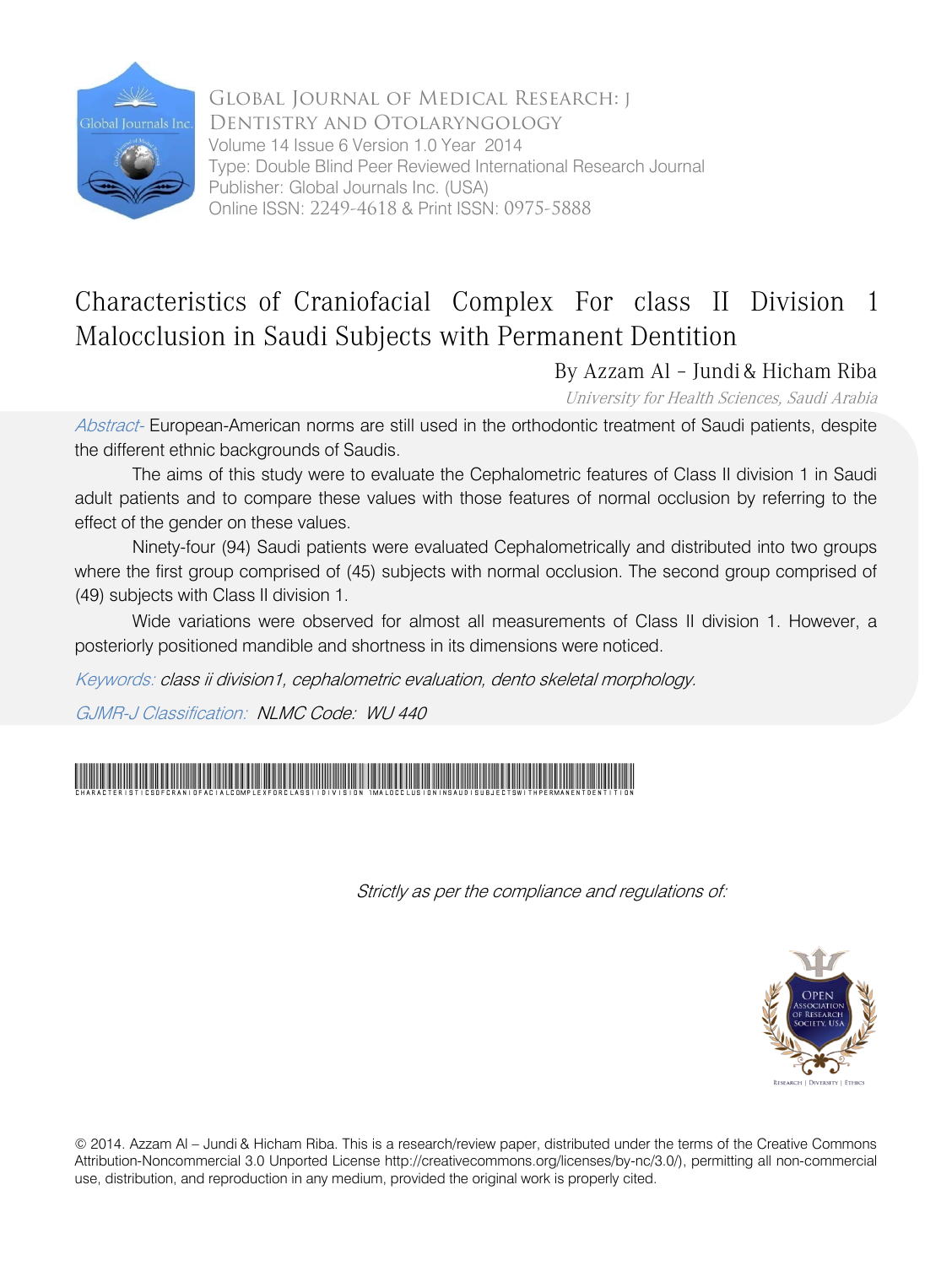Global Journal of Medical Research: J
Dentistry and Otolaryngology
Volume 14 Issue 6 Version 1.0 Year 2014
Type: Double Blind Peer Reviewed International Research Journal
Publisher: Global Journals Inc. (USA)
Online ISSN: 2249-4618 & Print ISSN: 0975-5888

# Characteristics of Craniofacial Complex For class II Division 1 Malocclusion in Saudi Subjects with Permanent Dentition

By Azzam Al – Jundi & Hicham Riba

*University for Health Sciences, Saudi Arabia*

*Abstract-* European-American norms are still used in the orthodontic treatment of Saudi patients, despite the different ethnic backgrounds of Saudis.

The aims of this study were to evaluate the Cephalometric features of Class II division 1 in Saudi adult patients and to compare these values with those features of normal occlusion by referring to the effect of the gender on these values.

Ninety-four (94) Saudi patients were evaluated Cephalometrically and distributed into two groups where the first group comprised of (45) subjects with normal occlusion. The second group comprised of (49) subjects with Class II division 1.

Wide variations were observed for almost all measurements of Class II division 1. However, a posteriorly positioned mandible and shortness in its dimensions were noticed.

*Keywords: class ii division1, cephalometric evaluation, dento skeletal morphology.*

*GJMR-J Classification: NLMC Code: WU 440*

*Strictly as per the compliance and regulations of:*

© 2014. Azzam Al – Jundi & Hicham Riba. This is a research/review paper, distributed under the terms of the Creative Commons Attribution-Noncommercial 3.0 Unported License http://creativecommons.org/licenses/by-nc/3.0/), permitting all non-commercial use, distribution, and reproduction in any medium, provided the original work is properly cited.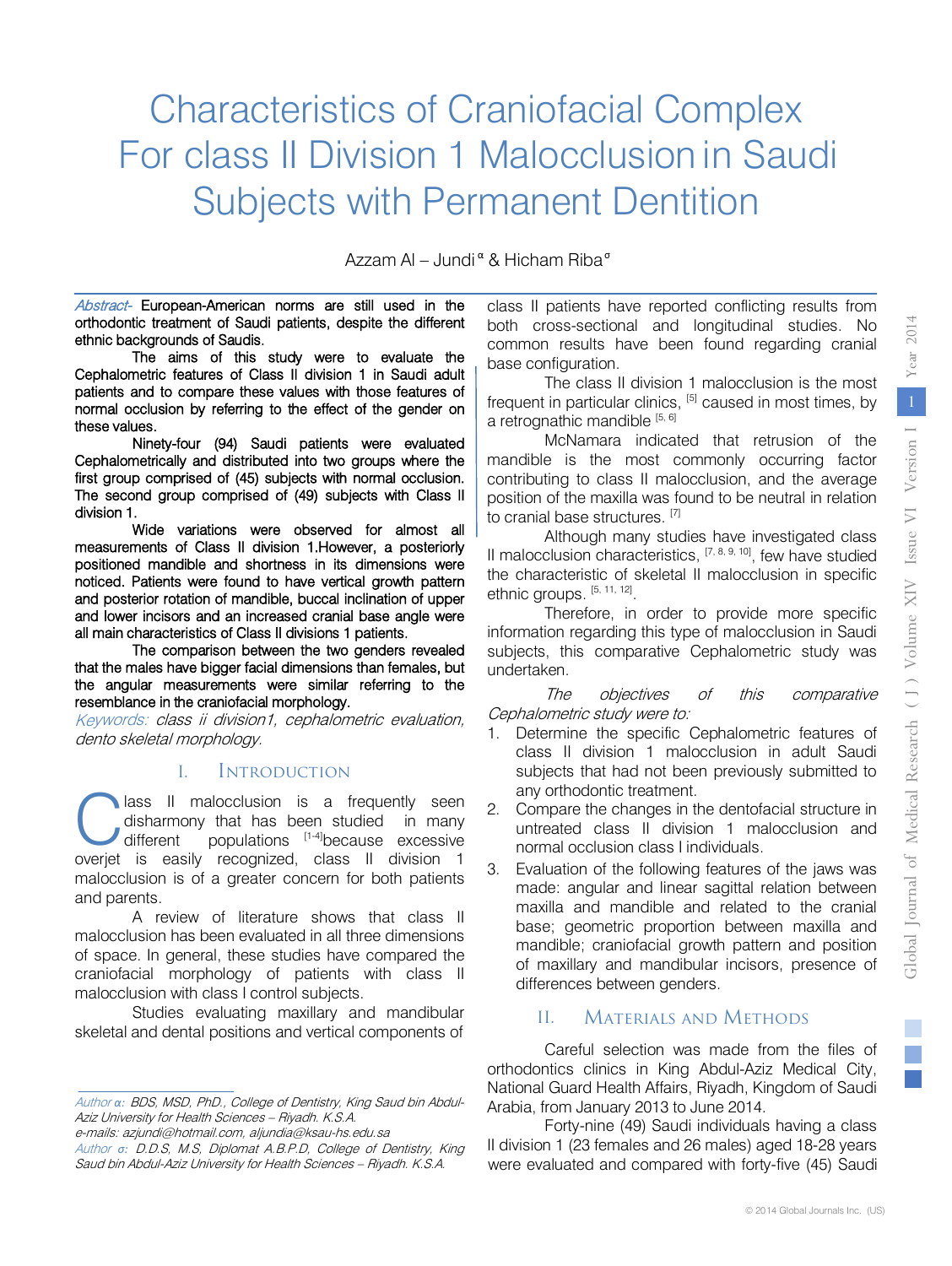# Characteristics of Craniofacial Complex For class II Division 1 Malocclusion in Saudi Subjects with Permanent Dentition

Azzam Al – Jundi [α] & Hicham Riba [σ]

*Abstract-* European-American norms are still used in the orthodontic treatment of Saudi patients, despite the different ethnic backgrounds of Saudis.

The aims of this study were to evaluate the Cephalometric features of Class II division 1 in Saudi adult patients and to compare these values with those features of normal occlusion by referring to the effect of the gender on these values.

Ninety-four (94) Saudi patients were evaluated Cephalometrically and distributed into two groups where the first group comprised of (45) subjects with normal occlusion. The second group comprised of (49) subjects with Class II division 1.

Wide variations were observed for almost all measurements of Class II division 1.However, a posteriorly positioned mandible and shortness in its dimensions were noticed. Patients were found to have vertical growth pattern and posterior rotation of mandible, buccal inclination of upper and lower incisors and an increased cranial base angle were all main characteristics of Class II divisions 1 patients.

The comparison between the two genders revealed that the males have bigger facial dimensions than females, but the angular measurements were similar referring to the resemblance in the craniofacial morphology.

*Keywords: class ii division1, cephalometric evaluation, dento skeletal morphology.*

## I. Introduction

Class II malocclusion is a frequently seen disharmony that has been studied in many different populations [1-4]because excessive overjet is easily recognized, class II division 1 malocclusion is of a greater concern for both patients and parents.

A review of literature shows that class II malocclusion has been evaluated in all three dimensions of space. In general, these studies have compared the craniofacial morphology of patients with class II malocclusion with class I control subjects.

Studies evaluating maxillary and mandibular skeletal and dental positions and vertical components of class II patients have reported conflicting results from both cross-sectional and longitudinal studies. No common results have been found regarding cranial base configuration.

The class II division 1 malocclusion is the most frequent in particular clinics, [5] caused in most times, by a retrognathic mandible [5, 6]

McNamara indicated that retrusion of the mandible is the most commonly occurring factor contributing to class II malocclusion, and the average position of the maxilla was found to be neutral in relation to cranial base structures. [7]

Although many studies have investigated class II malocclusion characteristics, [7, 8, 9, 10], few have studied the characteristic of skeletal II malocclusion in specific ethnic groups. [5, 11, 12].

Therefore, in order to provide more specific information regarding this type of malocclusion in Saudi subjects, this comparative Cephalometric study was undertaken.

*The objectives of this comparative Cephalometric study were to:*

1. Determine the specific Cephalometric features of class II division 1 malocclusion in adult Saudi subjects that had not been previously submitted to any orthodontic treatment.
2. Compare the changes in the dentofacial structure in untreated class II division 1 malocclusion and normal occlusion class I individuals.
3. Evaluation of the following features of the jaws was made: angular and linear sagittal relation between maxilla and mandible and related to the cranial base; geometric proportion between maxilla and mandible; craniofacial growth pattern and position of maxillary and mandibular incisors, presence of differences between genders.

## II. Materials and Methods

Careful selection was made from the files of orthodontics clinics in King Abdul-Aziz Medical City, National Guard Health Affairs, Riyadh, Kingdom of Saudi Arabia, from January 2013 to June 2014.

Forty-nine (49) Saudi individuals having a class II division 1 (23 females and 26 males) aged 18-28 years were evaluated and compared with forty-five (45) Saudi

---

*Author α: BDS, MSD, PhD., College of Dentistry, King Saud bin Abdul-Aziz University for Health Sciences – Riyadh. K.S.A.*
*e-mails: azjundi@hotmail.com, aljundia@ksau-hs.edu.sa*
*Author σ: D.D.S, M.S, Diplomat A.B.P.D, College of Dentistry, King Saud bin Abdul-Aziz University for Health Sciences – Riyadh. K.S.A.*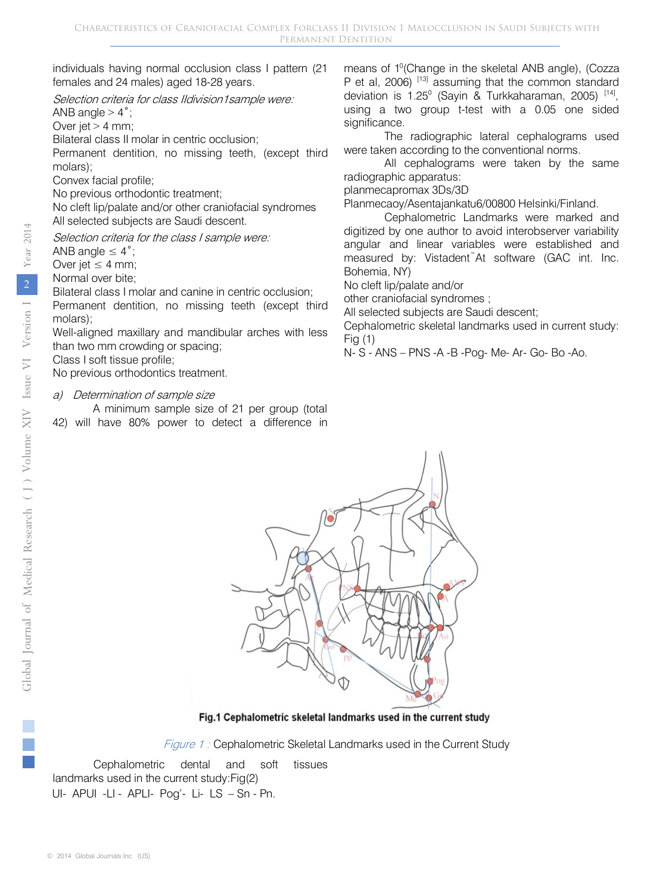individuals having normal occlusion class I pattern (21 females and 24 males) aged 18-28 years.

*Selection criteria for class IIdivision1sample were:*

ANB angle > 4˚;
Over jet > 4 mm;
Bilateral class II molar in centric occlusion;
Permanent dentition, no missing teeth, (except third molars);
Convex facial profile;
No previous orthodontic treatment;
No cleft lip/palate and/or other craniofacial syndromes
All selected subjects are Saudi descent.

*Selection criteria for the class I sample were:*

ANB angle ≤ 4˚;
Over jet ≤ 4 mm;
Normal over bite;
Bilateral class I molar and canine in centric occlusion;
Permanent dentition, no missing teeth (except third molars);
Well-aligned maxillary and mandibular arches with less than two mm crowding or spacing;
Class I soft tissue profile;
No previous orthodontics treatment.

*a) Determination of sample size*

A minimum sample size of 21 per group (total 42) will have 80% power to detect a difference in means of $1^0$(Change in the skeletal ANB angle), (Cozza P et al, 2006) [13] assuming that the common standard deviation is $1.25^0$ (Sayin & Turkkaharaman, 2005) [14], using a two group t-test with a 0.05 one sided significance.

The radiographic lateral cephalograms used were taken according to the conventional norms.

All cephalograms were taken by the same radiographic apparatus:
planmecapromax 3Ds/3D
Planmecaoy/Asentajankatu6/00800 Helsinki/Finland.

Cephalometric Landmarks were marked and digitized by one author to avoid interobserver variability angular and linear variables were established and measured by: Vistadent™At software (GAC int. Inc. Bohemia, NY)
No cleft lip/palate and/or
other craniofacial syndromes ;
All selected subjects are Saudi descent;
Cephalometric skeletal landmarks used in current study: Fig (1)
N- S - ANS – PNS -A -B -Pog- Me- Ar- Go- Bo -Ao.

**Fig.1 Cephalometric skeletal landmarks used in the current study**

*Figure 1 :* Cephalometric Skeletal Landmarks used in the Current Study

Cephalometric dental and soft tissues landmarks used in the current study:Fig(2)
UI- APUI -LI - APLI- Pog'- Li- LS – Sn - Pn.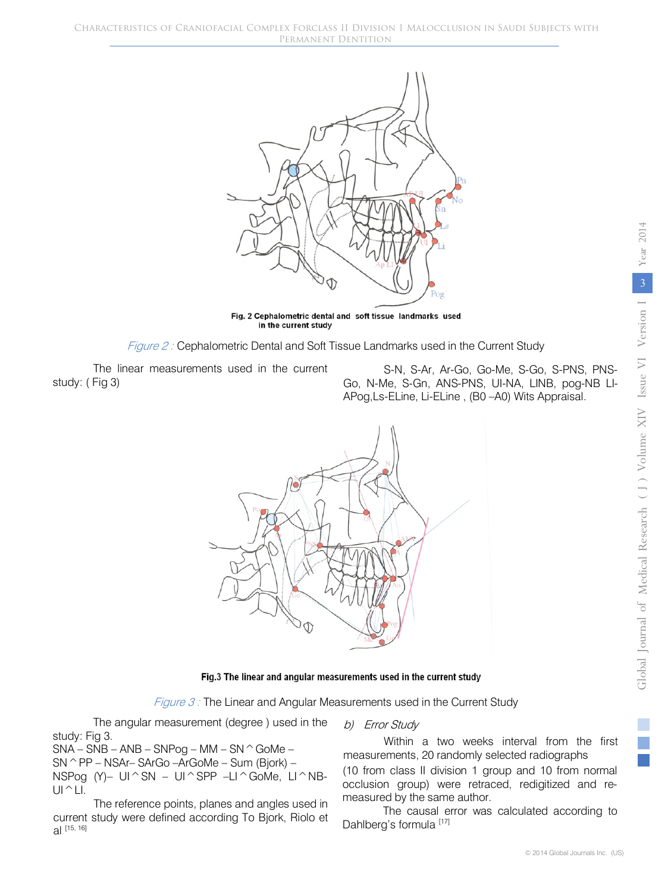Figure 2 : Cephalometric Dental and Soft Tissue Landmarks used in the Current Study

The linear measurements used in the current study: ( Fig 3)

S-N, S-Ar, Ar-Go, Go-Me, S-Go, S-PNS, PNS-Go, N-Me, S-Gn, ANS-PNS, UI-NA, LINB, pog-NB LI-APog,Ls-ELine, Li-ELine , (B0 –A0) Wits Appraisal.

Figure 3 : The Linear and Angular Measurements used in the Current Study

The angular measurement (degree ) used in the study: Fig 3.
SNA – SNB – ANB – SNPog – MM – SN ^ GoMe – SN ^ PP – NSAr– SArGo –ArGoMe – Sum (Bjork) – NSPog (Y)– UI ^ SN – UI ^ SPP –LI ^ GoMe, LI ^ NB-UI ^ LI.

The reference points, planes and angles used in current study were defined according To Bjork, Riolo et al [15, 16]

*b) Error Study*

Within a two weeks interval from the first measurements, 20 randomly selected radiographs (10 from class II division 1 group and 10 from normal occlusion group) were retraced, redigitized and re-measured by the same author.

The causal error was calculated according to Dahlberg's formula [17]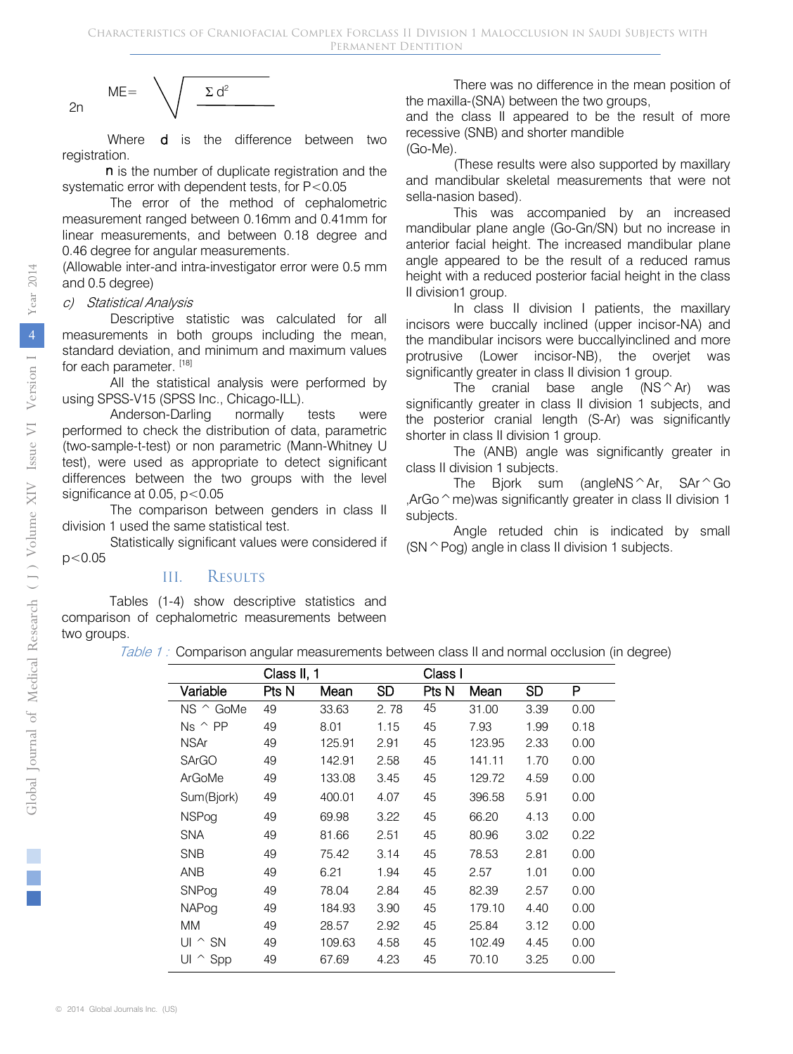$$ME = \sqrt{\frac{\Sigma d^2}{2n}}$$

Where **d** is the difference between two registration.

**n** is the number of duplicate registration and the systematic error with dependent tests, for P<0.05

The error of the method of cephalometric measurement ranged between 0.16mm and 0.41mm for linear measurements, and between 0.18 degree and 0.46 degree for angular measurements.

(Allowable inter-and intra-investigator error were 0.5 mm and 0.5 degree)

*c) Statistical Analysis*

Descriptive statistic was calculated for all measurements in both groups including the mean, standard deviation, and minimum and maximum values for each parameter. [18]

All the statistical analysis were performed by using SPSS-V15 (SPSS Inc., Chicago-ILL).

Anderson-Darling normally tests were performed to check the distribution of data, parametric (two-sample-t-test) or non parametric (Mann-Whitney U test), were used as appropriate to detect significant differences between the two groups with the level significance at 0.05, p<0.05

The comparison between genders in class II division 1 used the same statistical test.

Statistically significant values were considered if p<0.05

## III. Results

Tables (1-4) show descriptive statistics and comparison of cephalometric measurements between two groups.

There was no difference in the mean position of the maxilla-(SNA) between the two groups,

and the class II appeared to be the result of more recessive (SNB) and shorter mandible

(Go-Me).

(These results were also supported by maxillary and mandibular skeletal measurements that were not sella-nasion based).

This was accompanied by an increased mandibular plane angle (Go-Gn/SN) but no increase in anterior facial height. The increased mandibular plane angle appeared to be the result of a reduced ramus height with a reduced posterior facial height in the class II division1 group.

In class II division I patients, the maxillary incisors were buccally inclined (upper incisor-NA) and the mandibular incisors were buccallyinclined and more protrusive (Lower incisor-NB), the overjet was significantly greater in class II division 1 group.

The cranial base angle (NS^Ar) was significantly greater in class II division 1 subjects, and the posterior cranial length (S-Ar) was significantly shorter in class II division 1 group.

The (ANB) angle was significantly greater in class II division 1 subjects.

The Bjork sum (angleNS^Ar, SAr^Go ,ArGo^me)was significantly greater in class II division 1 subjects.

Angle retuded chin is indicated by small (SN^Pog) angle in class II division 1 subjects.

*Table 1 :* Comparison angular measurements between class II and normal occlusion (in degree)

| | Class II, 1 | | | Class I | | | |
|---|---|---|---|---|---|---|---|
| Variable | Pts N | Mean | SD | Pts N | Mean | SD | P |
| NS ^ GoMe | 49 | 33.63 | 2. 78 | 45 | 31.00 | 3.39 | 0.00 |
| Ns ^ PP | 49 | 8.01 | 1.15 | 45 | 7.93 | 1.99 | 0.18 |
| NSAr | 49 | 125.91 | 2.91 | 45 | 123.95 | 2.33 | 0.00 |
| SArGO | 49 | 142.91 | 2.58 | 45 | 141.11 | 1.70 | 0.00 |
| ArGoMe | 49 | 133.08 | 3.45 | 45 | 129.72 | 4.59 | 0.00 |
| Sum(Bjork) | 49 | 400.01 | 4.07 | 45 | 396.58 | 5.91 | 0.00 |
| NSPog | 49 | 69.98 | 3.22 | 45 | 66.20 | 4.13 | 0.00 |
| SNA | 49 | 81.66 | 2.51 | 45 | 80.96 | 3.02 | 0.22 |
| SNB | 49 | 75.42 | 3.14 | 45 | 78.53 | 2.81 | 0.00 |
| ANB | 49 | 6.21 | 1.94 | 45 | 2.57 | 1.01 | 0.00 |
| SNPog | 49 | 78.04 | 2.84 | 45 | 82.39 | 2.57 | 0.00 |
| NAPog | 49 | 184.93 | 3.90 | 45 | 179.10 | 4.40 | 0.00 |
| MM | 49 | 28.57 | 2.92 | 45 | 25.84 | 3.12 | 0.00 |
| UI ^ SN | 49 | 109.63 | 4.58 | 45 | 102.49 | 4.45 | 0.00 |
| UI ^ Spp | 49 | 67.69 | 4.23 | 45 | 70.10 | 3.25 | 0.00 |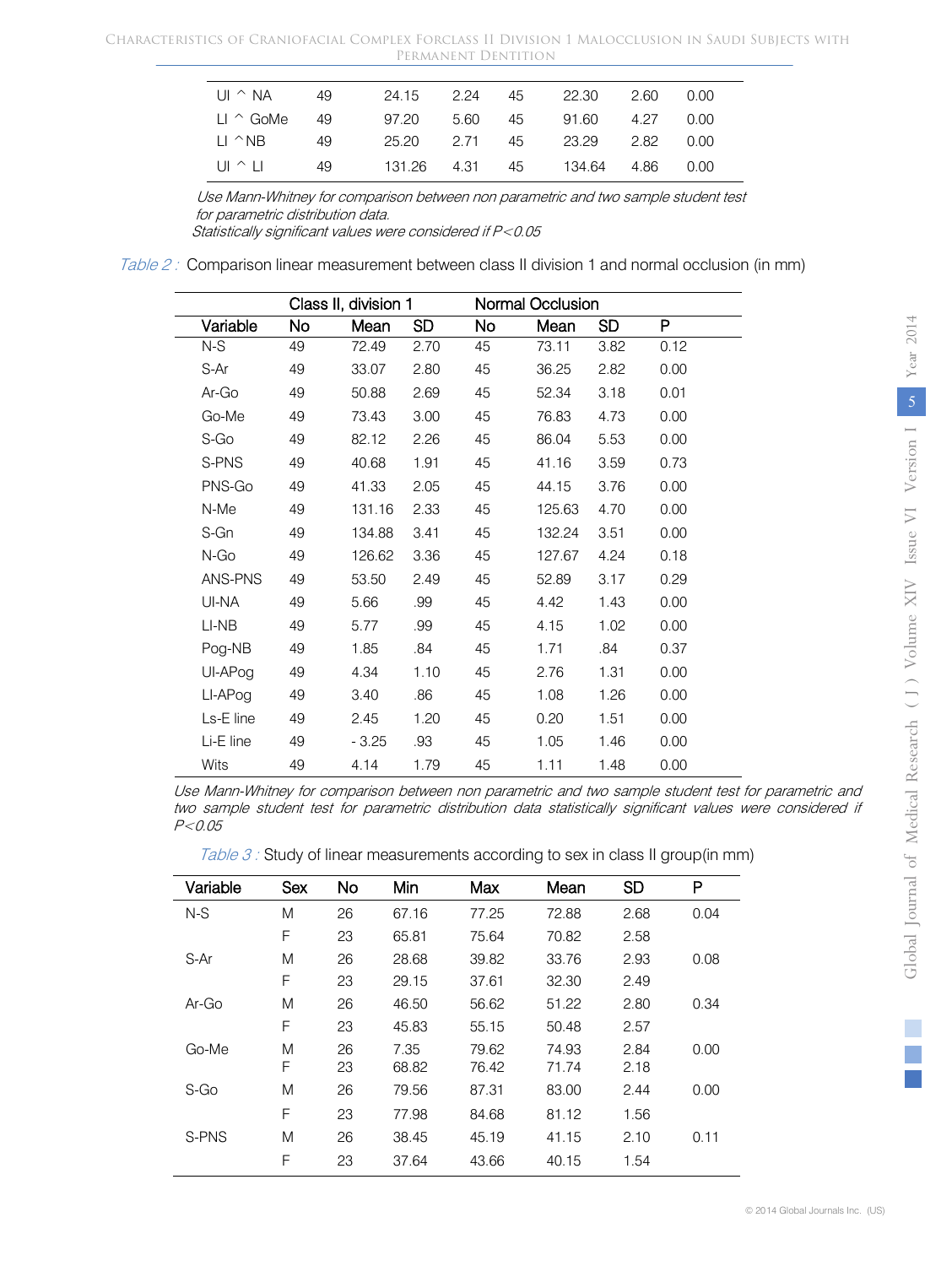| | | | | | | | |
|---|---|---|---|---|---|---|---|
| UI ^ NA | 49 | 24.15 | 2.24 | 45 | 22.30 | 2.60 | 0.00 |
| LI ^ GoMe | 49 | 97.20 | 5.60 | 45 | 91.60 | 4.27 | 0.00 |
| LI ^NB | 49 | 25.20 | 2.71 | 45 | 23.29 | 2.82 | 0.00 |
| UI ^ LI | 49 | 131.26 | 4.31 | 45 | 134.64 | 4.86 | 0.00 |

*Use Mann-Whitney for comparison between non parametric and two sample student test for parametric distribution data.*
*Statistically significant values were considered if P<0.05*

*Table 2 :* Comparison linear measurement between class II division 1 and normal occlusion (in mm)

| | Class II, division 1 | | | Normal Occlusion | | | |
|---|---|---|---|---|---|---|---|
| Variable | No | Mean | SD | No | Mean | SD | P |
| N-S | 49 | 72.49 | 2.70 | 45 | 73.11 | 3.82 | 0.12 |
| S-Ar | 49 | 33.07 | 2.80 | 45 | 36.25 | 2.82 | 0.00 |
| Ar-Go | 49 | 50.88 | 2.69 | 45 | 52.34 | 3.18 | 0.01 |
| Go-Me | 49 | 73.43 | 3.00 | 45 | 76.83 | 4.73 | 0.00 |
| S-Go | 49 | 82.12 | 2.26 | 45 | 86.04 | 5.53 | 0.00 |
| S-PNS | 49 | 40.68 | 1.91 | 45 | 41.16 | 3.59 | 0.73 |
| PNS-Go | 49 | 41.33 | 2.05 | 45 | 44.15 | 3.76 | 0.00 |
| N-Me | 49 | 131.16 | 2.33 | 45 | 125.63 | 4.70 | 0.00 |
| S-Gn | 49 | 134.88 | 3.41 | 45 | 132.24 | 3.51 | 0.00 |
| N-Go | 49 | 126.62 | 3.36 | 45 | 127.67 | 4.24 | 0.18 |
| ANS-PNS | 49 | 53.50 | 2.49 | 45 | 52.89 | 3.17 | 0.29 |
| UI-NA | 49 | 5.66 | .99 | 45 | 4.42 | 1.43 | 0.00 |
| LI-NB | 49 | 5.77 | .99 | 45 | 4.15 | 1.02 | 0.00 |
| Pog-NB | 49 | 1.85 | .84 | 45 | 1.71 | .84 | 0.37 |
| UI-APog | 49 | 4.34 | 1.10 | 45 | 2.76 | 1.31 | 0.00 |
| LI-APog | 49 | 3.40 | .86 | 45 | 1.08 | 1.26 | 0.00 |
| Ls-E line | 49 | 2.45 | 1.20 | 45 | 0.20 | 1.51 | 0.00 |
| Li-E line | 49 | - 3.25 | .93 | 45 | 1.05 | 1.46 | 0.00 |
| Wits | 49 | 4.14 | 1.79 | 45 | 1.11 | 1.48 | 0.00 |

*Use Mann-Whitney for comparison between non parametric and two sample student test for parametric and two sample student test for parametric distribution data statistically significant values were considered if P<0.05*

*Table 3 :* Study of linear measurements according to sex in class II group(in mm)

| Variable | Sex | No | Min | Max | Mean | SD | P |
|---|---|---|---|---|---|---|---|
| N-S | M | 26 | 67.16 | 77.25 | 72.88 | 2.68 | 0.04 |
| | F | 23 | 65.81 | 75.64 | 70.82 | 2.58 | |
| S-Ar | M | 26 | 28.68 | 39.82 | 33.76 | 2.93 | 0.08 |
| | F | 23 | 29.15 | 37.61 | 32.30 | 2.49 | |
| Ar-Go | M | 26 | 46.50 | 56.62 | 51.22 | 2.80 | 0.34 |
| | F | 23 | 45.83 | 55.15 | 50.48 | 2.57 | |
| Go-Me | M | 26 | 7.35 | 79.62 | 74.93 | 2.84 | 0.00 |
| | F | 23 | 68.82 | 76.42 | 71.74 | 2.18 | |
| S-Go | M | 26 | 79.56 | 87.31 | 83.00 | 2.44 | 0.00 |
| | F | 23 | 77.98 | 84.68 | 81.12 | 1.56 | |
| S-PNS | M | 26 | 38.45 | 45.19 | 41.15 | 2.10 | 0.11 |
| | F | 23 | 37.64 | 43.66 | 40.15 | 1.54 | |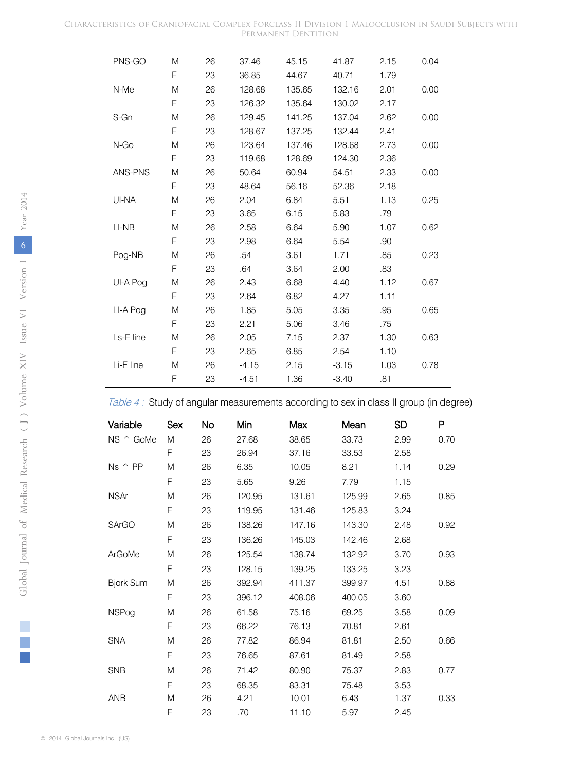| | | | | | | | |
|---|---|---|---|---|---|---|---|
| PNS-GO | M | 26 | 37.46 | 45.15 | 41.87 | 2.15 | 0.04 |
| | F | 23 | 36.85 | 44.67 | 40.71 | 1.79 | |
| N-Me | M | 26 | 128.68 | 135.65 | 132.16 | 2.01 | 0.00 |
| | F | 23 | 126.32 | 135.64 | 130.02 | 2.17 | |
| S-Gn | M | 26 | 129.45 | 141.25 | 137.04 | 2.62 | 0.00 |
| | F | 23 | 128.67 | 137.25 | 132.44 | 2.41 | |
| N-Go | M | 26 | 123.64 | 137.46 | 128.68 | 2.73 | 0.00 |
| | F | 23 | 119.68 | 128.69 | 124.30 | 2.36 | |
| ANS-PNS | M | 26 | 50.64 | 60.94 | 54.51 | 2.33 | 0.00 |
| | F | 23 | 48.64 | 56.16 | 52.36 | 2.18 | |
| UI-NA | M | 26 | 2.04 | 6.84 | 5.51 | 1.13 | 0.25 |
| | F | 23 | 3.65 | 6.15 | 5.83 | .79 | |
| LI-NB | M | 26 | 2.58 | 6.64 | 5.90 | 1.07 | 0.62 |
| | F | 23 | 2.98 | 6.64 | 5.54 | .90 | |
| Pog-NB | M | 26 | .54 | 3.61 | 1.71 | .85 | 0.23 |
| | F | 23 | .64 | 3.64 | 2.00 | .83 | |
| UI-A Pog | M | 26 | 2.43 | 6.68 | 4.40 | 1.12 | 0.67 |
| | F | 23 | 2.64 | 6.82 | 4.27 | 1.11 | |
| LI-A Pog | M | 26 | 1.85 | 5.05 | 3.35 | .95 | 0.65 |
| | F | 23 | 2.21 | 5.06 | 3.46 | .75 | |
| Ls-E line | M | 26 | 2.05 | 7.15 | 2.37 | 1.30 | 0.63 |
| | F | 23 | 2.65 | 6.85 | 2.54 | 1.10 | |
| Li-E line | M | 26 | -4.15 | 2.15 | -3.15 | 1.03 | 0.78 |
| | F | 23 | -4.51 | 1.36 | -3.40 | .81 | |

*Table 4 :* Study of angular measurements according to sex in class II group (in degree)

| Variable | Sex | No | Min | Max | Mean | SD | P |
|---|---|---|---|---|---|---|---|
| NS ^ GoMe | M | 26 | 27.68 | 38.65 | 33.73 | 2.99 | 0.70 |
| | F | 23 | 26.94 | 37.16 | 33.53 | 2.58 | |
| Ns ^ PP | M | 26 | 6.35 | 10.05 | 8.21 | 1.14 | 0.29 |
| | F | 23 | 5.65 | 9.26 | 7.79 | 1.15 | |
| NSAr | M | 26 | 120.95 | 131.61 | 125.99 | 2.65 | 0.85 |
| | F | 23 | 119.95 | 131.46 | 125.83 | 3.24 | |
| SArGO | M | 26 | 138.26 | 147.16 | 143.30 | 2.48 | 0.92 |
| | F | 23 | 136.26 | 145.03 | 142.46 | 2.68 | |
| ArGoMe | M | 26 | 125.54 | 138.74 | 132.92 | 3.70 | 0.93 |
| | F | 23 | 128.15 | 139.25 | 133.25 | 3.23 | |
| Bjork Sum | M | 26 | 392.94 | 411.37 | 399.97 | 4.51 | 0.88 |
| | F | 23 | 396.12 | 408.06 | 400.05 | 3.60 | |
| NSPog | M | 26 | 61.58 | 75.16 | 69.25 | 3.58 | 0.09 |
| | F | 23 | 66.22 | 76.13 | 70.81 | 2.61 | |
| SNA | M | 26 | 77.82 | 86.94 | 81.81 | 2.50 | 0.66 |
| | F | 23 | 76.65 | 87.61 | 81.49 | 2.58 | |
| SNB | M | 26 | 71.42 | 80.90 | 75.37 | 2.83 | 0.77 |
| | F | 23 | 68.35 | 83.31 | 75.48 | 3.53 | |
| ANB | M | 26 | 4.21 | 10.01 | 6.43 | 1.37 | 0.33 |
| | F | 23 | .70 | 11.10 | 5.97 | 2.45 | |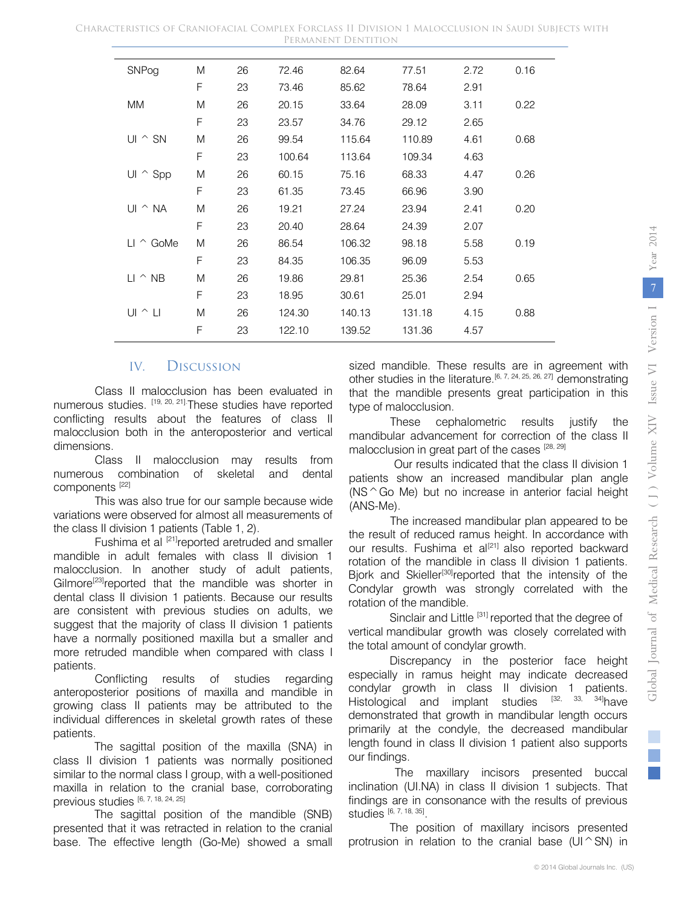| SNPog | M | 26 | 72.46 | 82.64 | 77.51 | 2.72 | 0.16 |
|---|---|---|---|---|---|---|---|
| | F | 23 | 73.46 | 85.62 | 78.64 | 2.91 | |
| MM | M | 26 | 20.15 | 33.64 | 28.09 | 3.11 | 0.22 |
| | F | 23 | 23.57 | 34.76 | 29.12 | 2.65 | |
| UI ^ SN | M | 26 | 99.54 | 115.64 | 110.89 | 4.61 | 0.68 |
| | F | 23 | 100.64 | 113.64 | 109.34 | 4.63 | |
| UI ^ Spp | M | 26 | 60.15 | 75.16 | 68.33 | 4.47 | 0.26 |
| | F | 23 | 61.35 | 73.45 | 66.96 | 3.90 | |
| UI ^ NA | M | 26 | 19.21 | 27.24 | 23.94 | 2.41 | 0.20 |
| | F | 23 | 20.40 | 28.64 | 24.39 | 2.07 | |
| LI ^ GoMe | M | 26 | 86.54 | 106.32 | 98.18 | 5.58 | 0.19 |
| | F | 23 | 84.35 | 106.35 | 96.09 | 5.53 | |
| LI ^ NB | M | 26 | 19.86 | 29.81 | 25.36 | 2.54 | 0.65 |
| | F | 23 | 18.95 | 30.61 | 25.01 | 2.94 | |
| UI ^ LI | M | 26 | 124.30 | 140.13 | 131.18 | 4.15 | 0.88 |
| | F | 23 | 122.10 | 139.52 | 131.36 | 4.57 | |

## IV. Discussion

Class II malocclusion has been evaluated in numerous studies. [19, 20, 21] These studies have reported conflicting results about the features of class II malocclusion both in the anteroposterior and vertical dimensions.

Class II malocclusion may results from numerous combination of skeletal and dental components [22]

This was also true for our sample because wide variations were observed for almost all measurements of the class II division 1 patients (Table 1, 2).

Fushima et al [21]reported aretruded and smaller mandible in adult females with class II division 1 malocclusion. In another study of adult patients, Gilmore[23]reported that the mandible was shorter in dental class II division 1 patients. Because our results are consistent with previous studies on adults, we suggest that the majority of class II division 1 patients have a normally positioned maxilla but a smaller and more retruded mandible when compared with class I patients.

Conflicting results of studies regarding anteroposterior positions of maxilla and mandible in growing class II patients may be attributed to the individual differences in skeletal growth rates of these patients.

The sagittal position of the maxilla (SNA) in class II division 1 patients was normally positioned similar to the normal class I group, with a well-positioned maxilla in relation to the cranial base, corroborating previous studies [6, 7, 18, 24, 25]

The sagittal position of the mandible (SNB) presented that it was retracted in relation to the cranial base. The effective length (Go-Me) showed a small sized mandible. These results are in agreement with other studies in the literature.[6, 7, 24, 25, 26, 27] demonstrating that the mandible presents great participation in this type of malocclusion.

These cephalometric results justify the mandibular advancement for correction of the class II malocclusion in great part of the cases [28, 29]

Our results indicated that the class II division 1 patients show an increased mandibular plan angle (NS ^ Go Me) but no increase in anterior facial height (ANS-Me).

The increased mandibular plan appeared to be the result of reduced ramus height. In accordance with our results. Fushima et al[21] also reported backward rotation of the mandible in class II division 1 patients. Bjork and Skieller[30]reported that the intensity of the Condylar growth was strongly correlated with the rotation of the mandible.

Sinclair and Little [31] reported that the degree of vertical mandibular growth was closely correlated with the total amount of condylar growth.

Discrepancy in the posterior face height especially in ramus height may indicate decreased condylar growth in class II division 1 patients. Histological and implant studies [32, 33, 34]have demonstrated that growth in mandibular length occurs primarily at the condyle, the decreased mandibular length found in class II division 1 patient also supports our findings.

The maxillary incisors presented buccal inclination (UI.NA) in class II division 1 subjects. That findings are in consonance with the results of previous studies [6, 7, 18, 35].

The position of maxillary incisors presented protrusion in relation to the cranial base (UI ^ SN) in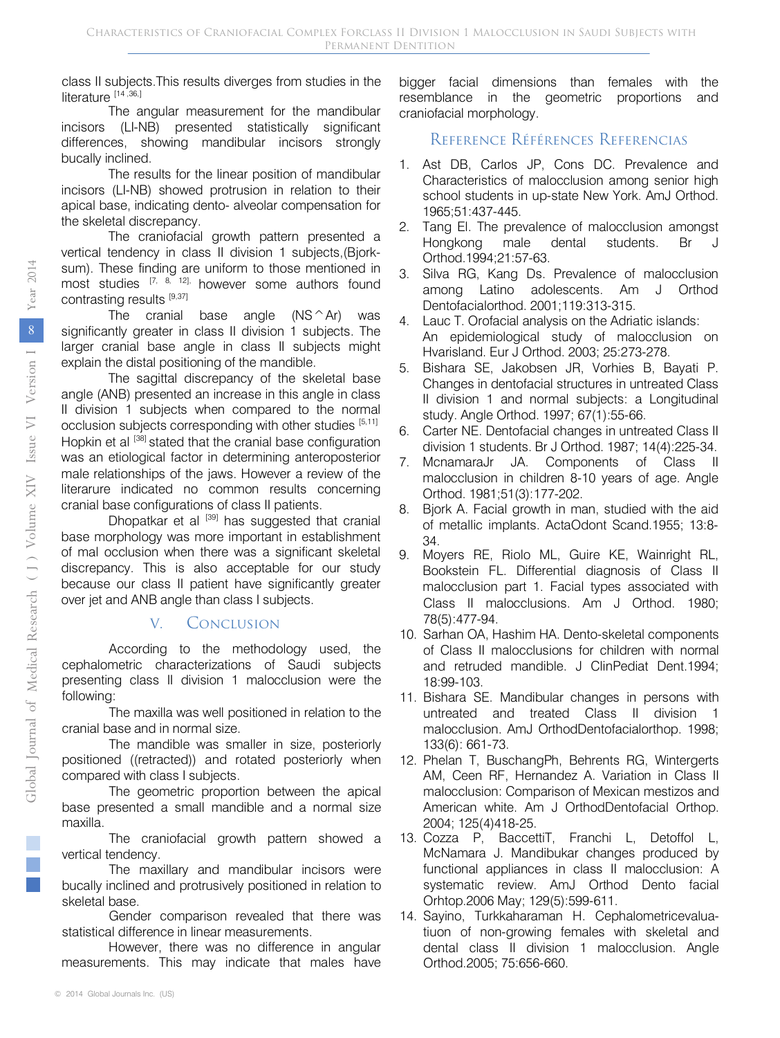class II subjects.This results diverges from studies in the literature [14 ,36.]

The angular measurement for the mandibular incisors (LI-NB) presented statistically significant differences, showing mandibular incisors strongly bucally inclined.

The results for the linear position of mandibular incisors (LI-NB) showed protrusion in relation to their apical base, indicating dento- alveolar compensation for the skeletal discrepancy.

The craniofacial growth pattern presented a vertical tendency in class II division 1 subjects,(Bjork-sum). These finding are uniform to those mentioned in most studies [7, 8, 12], however some authors found contrasting results [9,37]

The cranial base angle (NS^Ar) was significantly greater in class II division 1 subjects. The larger cranial base angle in class II subjects might explain the distal positioning of the mandible.

The sagittal discrepancy of the skeletal base angle (ANB) presented an increase in this angle in class II division 1 subjects when compared to the normal occlusion subjects corresponding with other studies [5,11] Hopkin et al [38] stated that the cranial base configuration was an etiological factor in determining anteroposterior male relationships of the jaws. However a review of the literarure indicated no common results concerning cranial base configurations of class II patients.

Dhopatkar et al [39] has suggested that cranial base morphology was more important in establishment of mal occlusion when there was a significant skeletal discrepancy. This is also acceptable for our study because our class II patient have significantly greater over jet and ANB angle than class I subjects.

## V. Conclusion

According to the methodology used, the cephalometric characterizations of Saudi subjects presenting class II division 1 malocclusion were the following:

The maxilla was well positioned in relation to the cranial base and in normal size.

The mandible was smaller in size, posteriorly positioned ((retracted)) and rotated posteriorly when compared with class I subjects.

The geometric proportion between the apical base presented a small mandible and a normal size maxilla.

The craniofacial growth pattern showed a vertical tendency.

The maxillary and mandibular incisors were bucally inclined and protrusively positioned in relation to skeletal base.

Gender comparison revealed that there was statistical difference in linear measurements.

However, there was no difference in angular measurements. This may indicate that males have bigger facial dimensions than females with the resemblance in the geometric proportions and craniofacial morphology.

## Reference Références Referencias

1. Ast DB, Carlos JP, Cons DC. Prevalence and Characteristics of malocclusion among senior high school students in up-state New York. AmJ Orthod. 1965;51:437-445.
2. Tang El. The prevalence of malocclusion amongst Hongkong male dental students. Br J Orthod.1994;21:57-63.
3. Silva RG, Kang Ds. Prevalence of malocclusion among Latino adolescents. Am J Orthod Dentofacialorthod. 2001;119:313-315.
4. Lauc T. Orofacial analysis on the Adriatic islands: An epidemiological study of malocclusion on Hvarisland. Eur J Orthod. 2003; 25:273-278.
5. Bishara SE, Jakobsen JR, Vorhies B, Bayati P. Changes in dentofacial structures in untreated Class II division 1 and normal subjects: a Longitudinal study. Angle Orthod. 1997; 67(1):55-66.
6. Carter NE. Dentofacial changes in untreated Class II division 1 students. Br J Orthod. 1987; 14(4):225-34.
7. McnamaraJr JA. Components of Class II malocclusion in children 8-10 years of age. Angle Orthod. 1981;51(3):177-202.
8. Bjork A. Facial growth in man, studied with the aid of metallic implants. ActaOdont Scand.1955; 13:8-34.
9. Moyers RE, Riolo ML, Guire KE, Wainright RL, Bookstein FL. Differential diagnosis of Class II malocclusion part 1. Facial types associated with Class II malocclusions. Am J Orthod. 1980; 78(5):477-94.
10. Sarhan OA, Hashim HA. Dento-skeletal components of Class II malocclusions for children with normal and retruded mandible. J ClinPediat Dent.1994; 18:99-103.
11. Bishara SE. Mandibular changes in persons with untreated and treated Class II division 1 malocclusion. AmJ OrthodDentofacialorthop. 1998; 133(6): 661-73.
12. Phelan T, BuschangPh, Behrents RG, Wintergerts AM, Ceen RF, Hernandez A. Variation in Class II malocclusion: Comparison of Mexican mestizos and American white. Am J OrthodDentofacial Orthop. 2004; 125(4)418-25.
13. Cozza P, BaccettiT, Franchi L, Detoffol L, McNamara J. Mandibukar changes produced by functional appliances in class II malocclusion: A systematic review. AmJ Orthod Dento facial Orhtop.2006 May; 129(5):599-611.
14. Sayino, Turkkaharaman H. Cephalometricevaluatiuon of non-growing females with skeletal and dental class II division 1 malocclusion. Angle Orthod.2005; 75:656-660.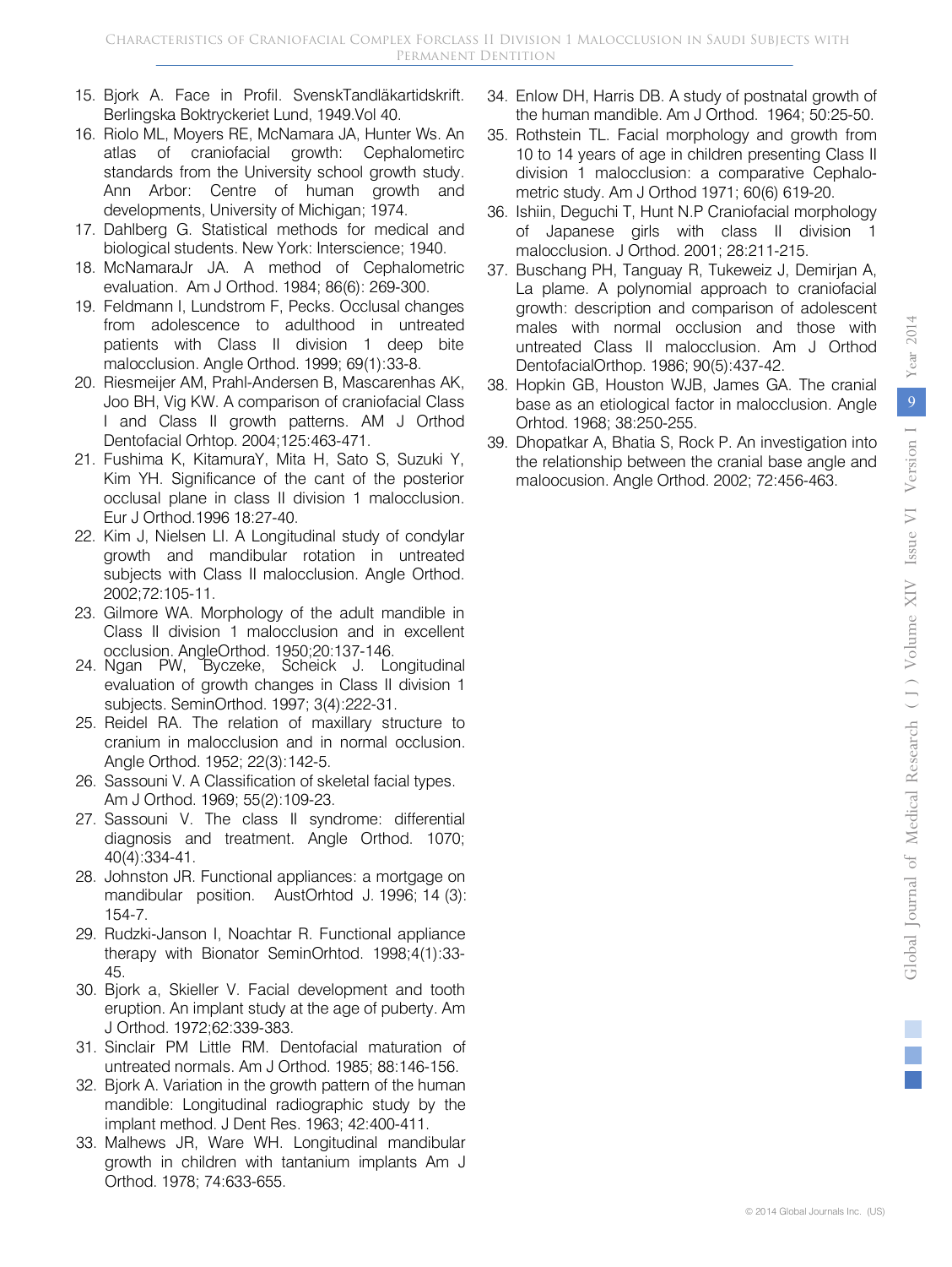15. Bjork A. Face in Profil. SvenskTandläkartidskrift. Berlingska Boktryckeriet Lund, 1949.Vol 40.
16. Riolo ML, Moyers RE, McNamara JA, Hunter Ws. An atlas of craniofacial growth: Cephalometirc standards from the University school growth study. Ann Arbor: Centre of human growth and developments, University of Michigan; 1974.
17. Dahlberg G. Statistical methods for medical and biological students. New York: Interscience; 1940.
18. McNamaraJr JA. A method of Cephalometric evaluation. Am J Orthod. 1984; 86(6): 269-300.
19. Feldmann I, Lundstrom F, Pecks. Occlusal changes from adolescence to adulthood in untreated patients with Class II division 1 deep bite malocclusion. Angle Orthod. 1999; 69(1):33-8.
20. Riesmeijer AM, Prahl-Andersen B, Mascarenhas AK, Joo BH, Vig KW. A comparison of craniofacial Class I and Class II growth patterns. AM J Orthod Dentofacial Orhtop. 2004;125:463-471.
21. Fushima K, KitamuraY, Mita H, Sato S, Suzuki Y, Kim YH. Significance of the cant of the posterior occlusal plane in class II division 1 malocclusion. Eur J Orthod.1996 18:27-40.
22. Kim J, Nielsen LI. A Longitudinal study of condylar growth and mandibular rotation in untreated subjects with Class II malocclusion. Angle Orthod. 2002;72:105-11.
23. Gilmore WA. Morphology of the adult mandible in Class II division 1 malocclusion and in excellent occlusion. AngleOrthod. 1950;20:137-146.
24. Ngan PW, Byczeke, Scheick J. Longitudinal evaluation of growth changes in Class II division 1 subjects. SeminOrthod. 1997; 3(4):222-31.
25. Reidel RA. The relation of maxillary structure to cranium in malocclusion and in normal occlusion. Angle Orthod. 1952; 22(3):142-5.
26. Sassouni V. A Classification of skeletal facial types. Am J Orthod. 1969; 55(2):109-23.
27. Sassouni V. The class II syndrome: differential diagnosis and treatment. Angle Orthod. 1070; 40(4):334-41.
28. Johnston JR. Functional appliances: a mortgage on mandibular position. AustOrhtod J. 1996; 14 (3): 154-7.
29. Rudzki-Janson I, Noachtar R. Functional appliance therapy with Bionator SeminOrhtod. 1998;4(1):33-45.
30. Bjork a, Skieller V. Facial development and tooth eruption. An implant study at the age of puberty. Am J Orthod. 1972;62:339-383.
31. Sinclair PM Little RM. Dentofacial maturation of untreated normals. Am J Orthod. 1985; 88:146-156.
32. Bjork A. Variation in the growth pattern of the human mandible: Longitudinal radiographic study by the implant method. J Dent Res. 1963; 42:400-411.
33. Malhews JR, Ware WH. Longitudinal mandibular growth in children with tantanium implants Am J Orthod. 1978; 74:633-655.
34. Enlow DH, Harris DB. A study of postnatal growth of the human mandible. Am J Orthod. 1964; 50:25-50.
35. Rothstein TL. Facial morphology and growth from 10 to 14 years of age in children presenting Class II division 1 malocclusion: a comparative Cephalometric study. Am J Orthod 1971; 60(6) 619-20.
36. Ishiin, Deguchi T, Hunt N.P Craniofacial morphology of Japanese girls with class II division 1 malocclusion. J Orthod. 2001; 28:211-215.
37. Buschang PH, Tanguay R, Tukeweiz J, Demirjan A, La plame. A polynomial approach to craniofacial growth: description and comparison of adolescent males with normal occlusion and those with untreated Class II malocclusion. Am J Orthod DentofacialOrthop. 1986; 90(5):437-42.
38. Hopkin GB, Houston WJB, James GA. The cranial base as an etiological factor in malocclusion. Angle Orhtod. 1968; 38:250-255.
39. Dhopatkar A, Bhatia S, Rock P. An investigation into the relationship between the cranial base angle and maloocusion. Angle Orthod. 2002; 72:456-463.